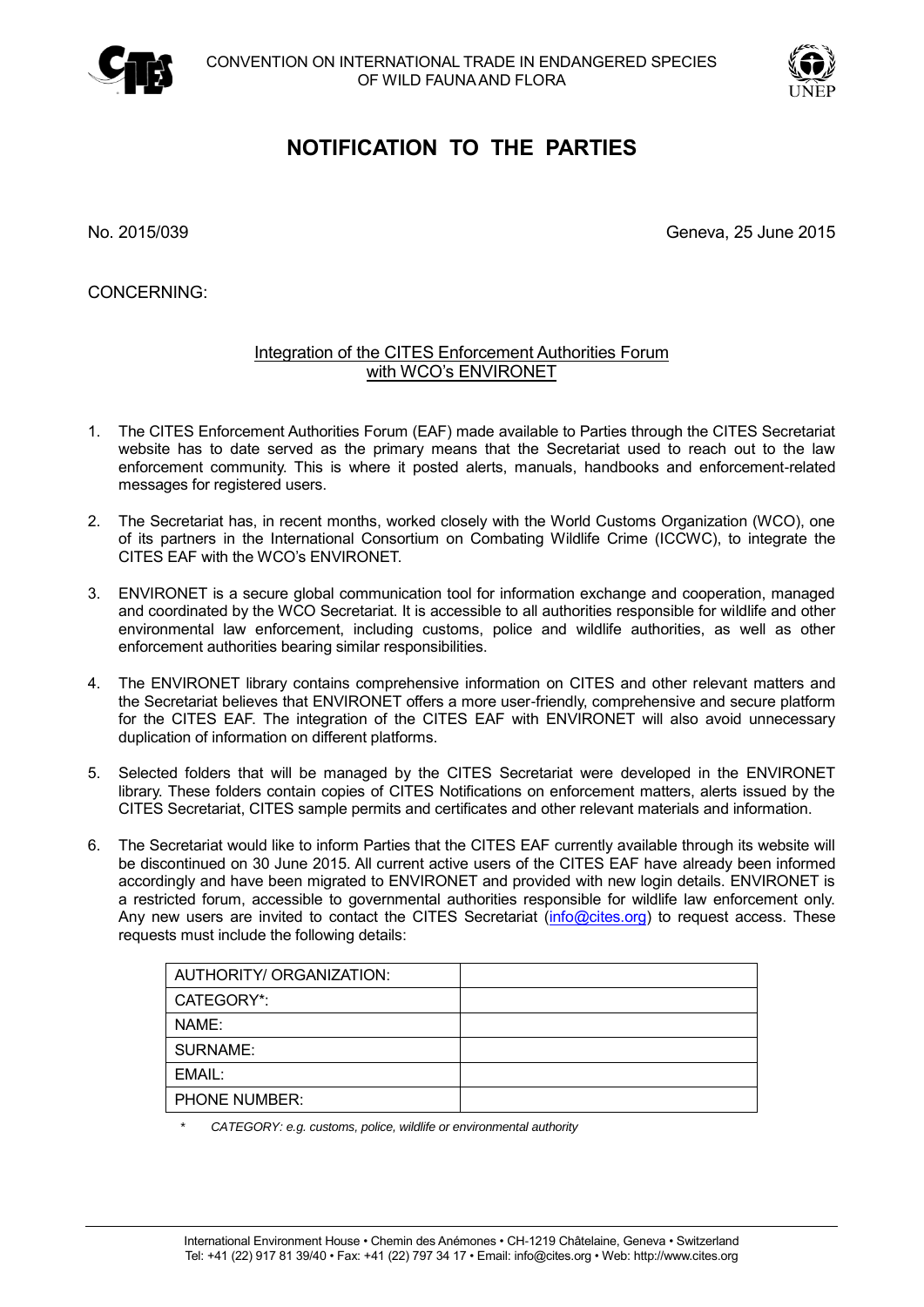CONVENTION ON INTERNATIONAL TRADE IN ENDANGERED SPECIES
OF WILD FAUNA AND FLORA

# NOTIFICATION TO THE PARTIES

No. 2015/039

Geneva, 25 June 2015

CONCERNING:

## Integration of the CITES Enforcement Authorities Forum with WCO's ENVIRONET

1. The CITES Enforcement Authorities Forum (EAF) made available to Parties through the CITES Secretariat website has to date served as the primary means that the Secretariat used to reach out to the law enforcement community. This is where it posted alerts, manuals, handbooks and enforcement-related messages for registered users.

2. The Secretariat has, in recent months, worked closely with the World Customs Organization (WCO), one of its partners in the International Consortium on Combating Wildlife Crime (ICCWC), to integrate the CITES EAF with the WCO's ENVIRONET.

3. ENVIRONET is a secure global communication tool for information exchange and cooperation, managed and coordinated by the WCO Secretariat. It is accessible to all authorities responsible for wildlife and other environmental law enforcement, including customs, police and wildlife authorities, as well as other enforcement authorities bearing similar responsibilities.

4. The ENVIRONET library contains comprehensive information on CITES and other relevant matters and the Secretariat believes that ENVIRONET offers a more user-friendly, comprehensive and secure platform for the CITES EAF. The integration of the CITES EAF with ENVIRONET will also avoid unnecessary duplication of information on different platforms.

5. Selected folders that will be managed by the CITES Secretariat were developed in the ENVIRONET library. These folders contain copies of CITES Notifications on enforcement matters, alerts issued by the CITES Secretariat, CITES sample permits and certificates and other relevant materials and information.

6. The Secretariat would like to inform Parties that the CITES EAF currently available through its website will be discontinued on 30 June 2015. All current active users of the CITES EAF have already been informed accordingly and have been migrated to ENVIRONET and provided with new login details. ENVIRONET is a restricted forum, accessible to governmental authorities responsible for wildlife law enforcement only. Any new users are invited to contact the CITES Secretariat (info@cites.org) to request access. These requests must include the following details:

| AUTHORITY/ ORGANIZATION: | |
|---|---|
| CATEGORY*: | |
| NAME: | |
| SURNAME: | |
| EMAIL: | |
| PHONE NUMBER: | |

\* *CATEGORY: e.g. customs, police, wildlife or environmental authority*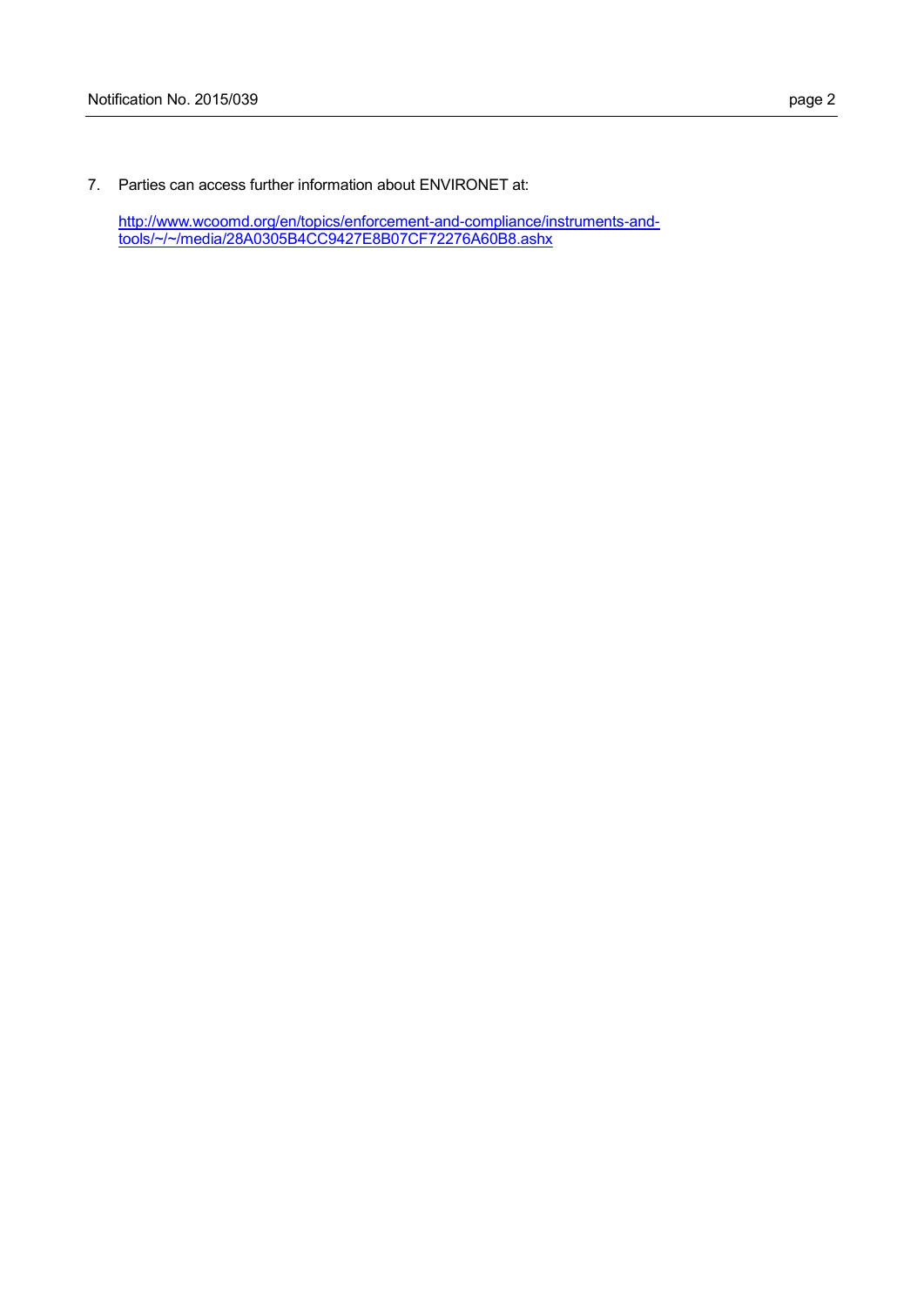7. Parties can access further information about ENVIRONET at:

   http://www.wcoomd.org/en/topics/enforcement-and-compliance/instruments-and-tools/~/~/media/28A0305B4CC9427E8B07CF72276A60B8.ashx